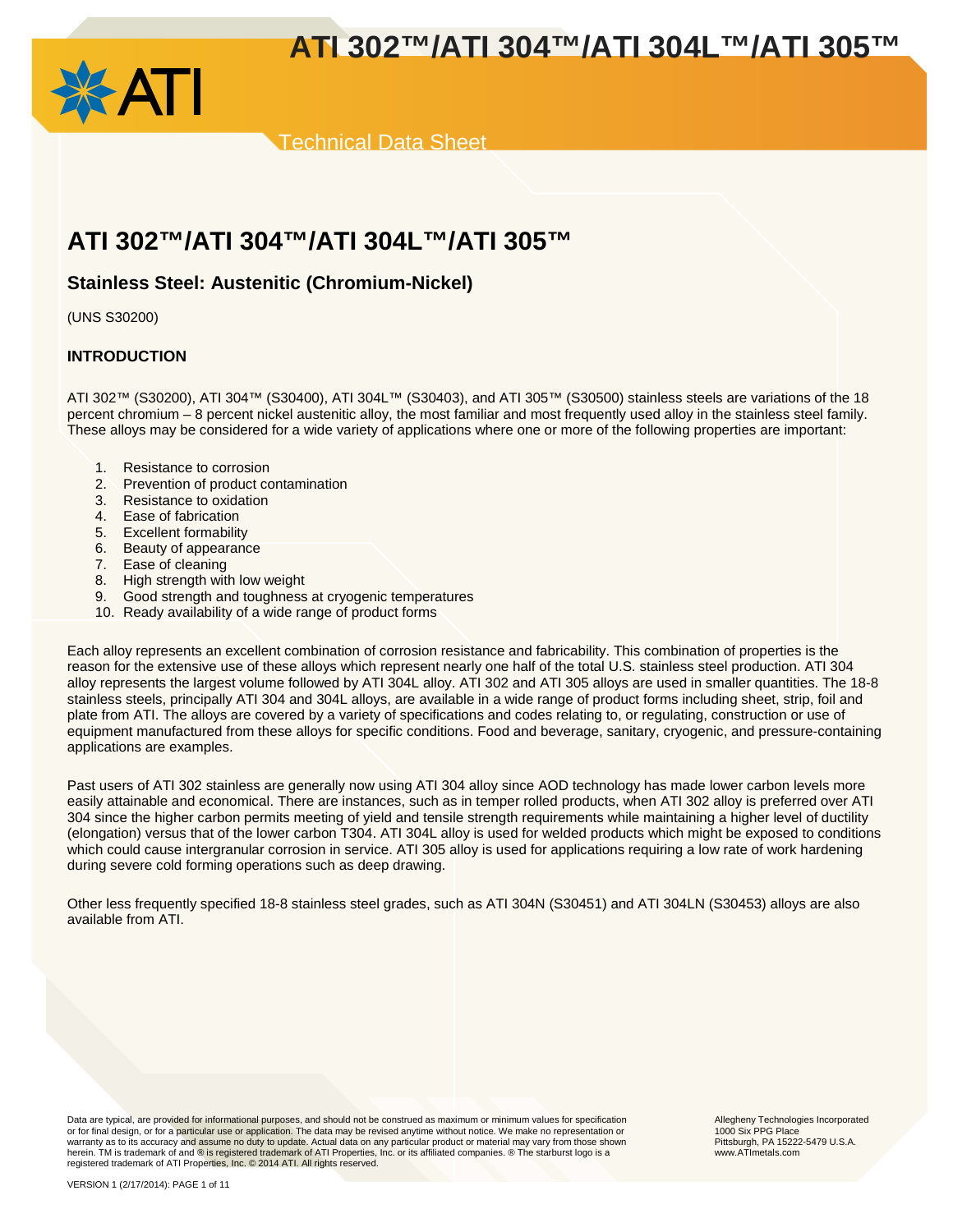# ATI 302™/ATI 304™/ATI 304L™/ATI 305™

Technical Data Sheet

## ATI 302™/ATI 304™/ATI 304L™/ATI 305™

### Stainless Steel: Austenitic (Chromium-Nickel)

(UNS S30200)

### INTRODUCTION

ATI 302™ (S30200), ATI 304™ (S30400), ATI 304L™ (S30403), and ATI 305™ (S30500) stainless steels are variations of the 18 percent chromium – 8 percent nickel austenitic alloy, the most familiar and most frequently used alloy in the stainless steel family. These alloys may be considered for a wide variety of applications where one or more of the following properties are important:

1. Resistance to corrosion
2. Prevention of product contamination
3. Resistance to oxidation
4. Ease of fabrication
5. Excellent formability
6. Beauty of appearance
7. Ease of cleaning
8. High strength with low weight
9. Good strength and toughness at cryogenic temperatures
10. Ready availability of a wide range of product forms

Each alloy represents an excellent combination of corrosion resistance and fabricability. This combination of properties is the reason for the extensive use of these alloys which represent nearly one half of the total U.S. stainless steel production. ATI 304 alloy represents the largest volume followed by ATI 304L alloy. ATI 302 and ATI 305 alloys are used in smaller quantities. The 18-8 stainless steels, principally ATI 304 and 304L alloys, are available in a wide range of product forms including sheet, strip, foil and plate from ATI. The alloys are covered by a variety of specifications and codes relating to, or regulating, construction or use of equipment manufactured from these alloys for specific conditions. Food and beverage, sanitary, cryogenic, and pressure-containing applications are examples.

Past users of ATI 302 stainless are generally now using ATI 304 alloy since AOD technology has made lower carbon levels more easily attainable and economical. There are instances, such as in temper rolled products, when ATI 302 alloy is preferred over ATI 304 since the higher carbon permits meeting of yield and tensile strength requirements while maintaining a higher level of ductility (elongation) versus that of the lower carbon T304. ATI 304L alloy is used for welded products which might be exposed to conditions which could cause intergranular corrosion in service. ATI 305 alloy is used for applications requiring a low rate of work hardening during severe cold forming operations such as deep drawing.

Other less frequently specified 18-8 stainless steel grades, such as ATI 304N (S30451) and ATI 304LN (S30453) alloys are also available from ATI.

Data are typical, are provided for informational purposes, and should not be construed as maximum or minimum values for specification or for final design, or for a particular use or application. The data may be revised anytime without notice. We make no representation or warranty as to its accuracy and assume no duty to update. Actual data on any particular product or material may vary from those shown herein. TM is trademark of and ® is registered trademark of ATI Properties, Inc. or its affiliated companies. ® The starburst logo is a registered trademark of ATI Properties, Inc. © 2014 ATI. All rights reserved.

Allegheny Technologies Incorporated
1000 Six PPG Place
Pittsburgh, PA 15222-5479 U.S.A.
www.ATImetals.com

VERSION 1 (2/17/2014)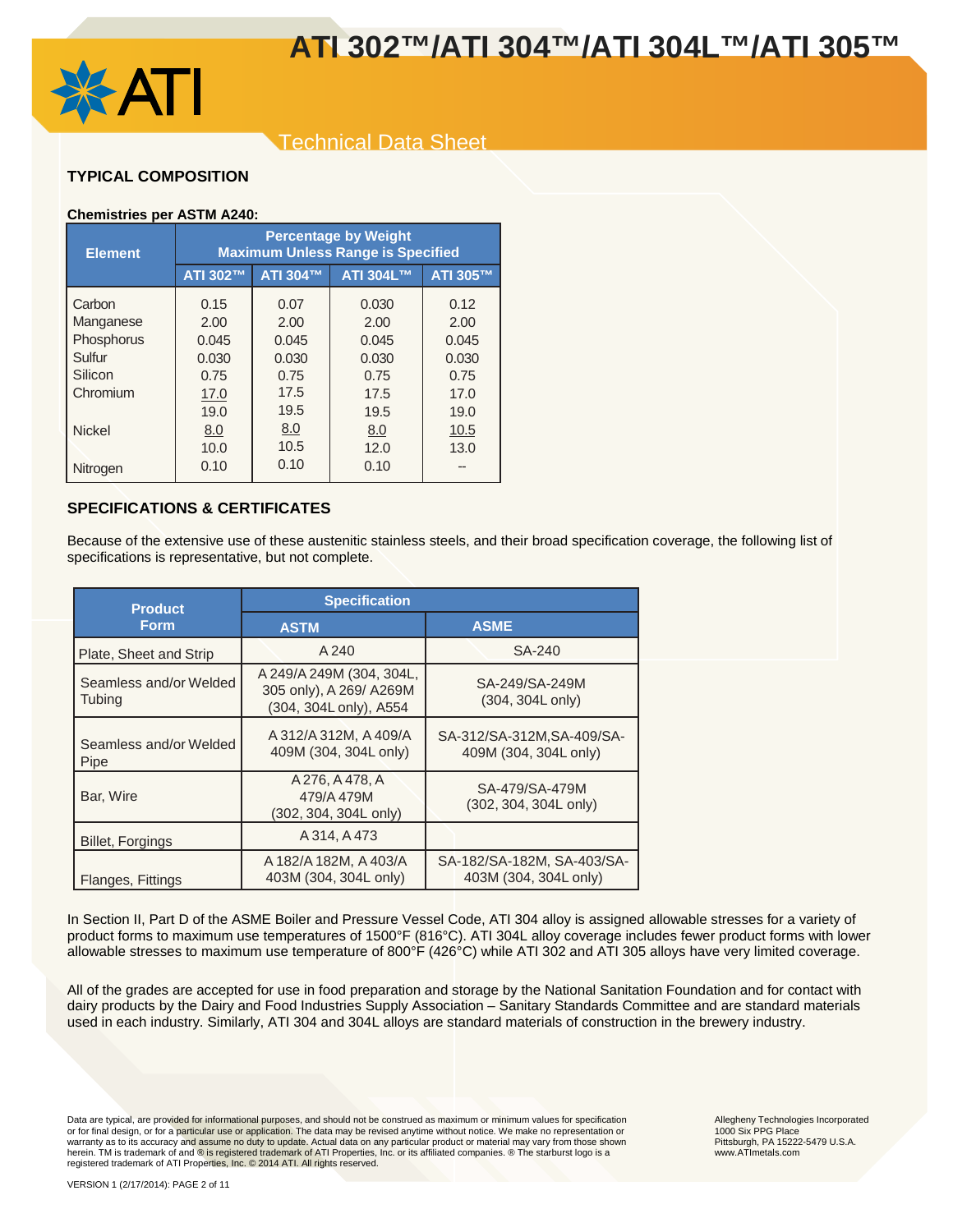## TYPICAL COMPOSITION

**Chemistries per ASTM A240:**

| Element | Percentage by Weight Maximum Unless Range is Specified | | | |
|---|---|---|---|---|
| | ATI 302™ | ATI 304™ | ATI 304L™ | ATI 305™ |
| Carbon | 0.15 | 0.07 | 0.030 | 0.12 |
| Manganese | 2.00 | 2.00 | 2.00 | 2.00 |
| Phosphorus | 0.045 | 0.045 | 0.045 | 0.045 |
| Sulfur | 0.030 | 0.030 | 0.030 | 0.030 |
| Silicon | 0.75 | 0.75 | 0.75 | 0.75 |
| Chromium | 17.0 19.0 | 17.5 19.5 | 17.5 19.5 | 17.0 19.0 |
| Nickel | 8.0 10.0 | 8.0 10.5 | 8.0 12.0 | 10.5 13.0 |
| Nitrogen | 0.10 | 0.10 | 0.10 | -- |

## SPECIFICATIONS & CERTIFICATES

Because of the extensive use of these austenitic stainless steels, and their broad specification coverage, the following list of specifications is representative, but not complete.

| Product Form | Specification | |
|---|---|---|
| | ASTM | ASME |
| Plate, Sheet and Strip | A 240 | SA-240 |
| Seamless and/or Welded Tubing | A 249/A 249M (304, 304L, 305 only), A 269/ A269M (304, 304L only), A554 | SA-249/SA-249M (304, 304L only) |
| Seamless and/or Welded Pipe | A 312/A 312M, A 409/A 409M (304, 304L only) | SA-312/SA-312M,SA-409/SA-409M (304, 304L only) |
| Bar, Wire | A 276, A 478, A 479/A 479M (302, 304, 304L only) | SA-479/SA-479M (302, 304, 304L only) |
| Billet, Forgings | A 314, A 473 | |
| Flanges, Fittings | A 182/A 182M, A 403/A 403M (304, 304L only) | SA-182/SA-182M, SA-403/SA-403M (304, 304L only) |

In Section II, Part D of the ASME Boiler and Pressure Vessel Code, ATI 304 alloy is assigned allowable stresses for a variety of product forms to maximum use temperatures of 1500°F (816°C). ATI 304L alloy coverage includes fewer product forms with lower allowable stresses to maximum use temperature of 800°F (426°C) while ATI 302 and ATI 305 alloys have very limited coverage.

All of the grades are accepted for use in food preparation and storage by the National Sanitation Foundation and for contact with dairy products by the Dairy and Food Industries Supply Association – Sanitary Standards Committee and are standard materials used in each industry. Similarly, ATI 304 and 304L alloys are standard materials of construction in the brewery industry.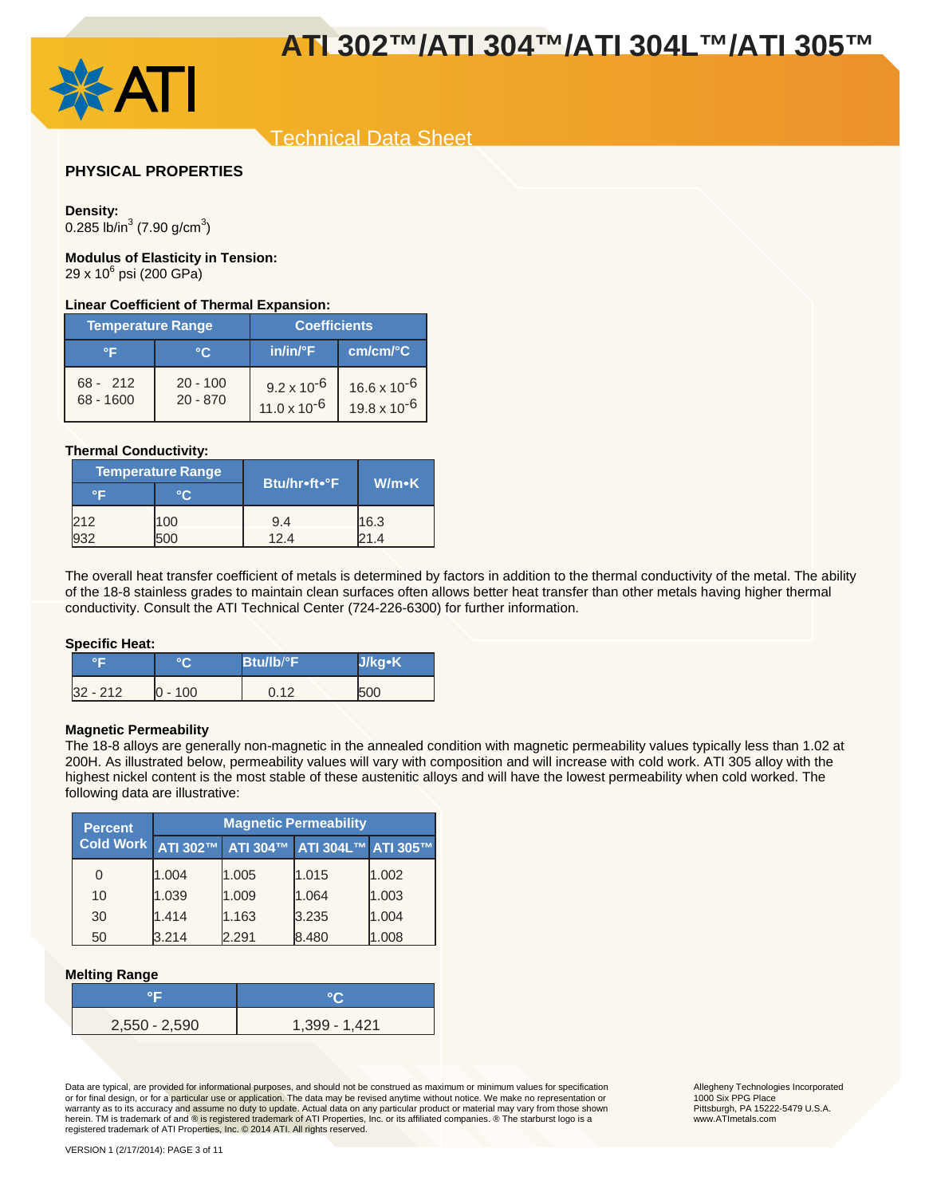## PHYSICAL PROPERTIES

**Density:**
0.285 lb/in$^3$ (7.90 g/cm$^3$)

**Modulus of Elasticity in Tension:**
29 x 10$^6$ psi (200 GPa)

**Linear Coefficient of Thermal Expansion:**

| Temperature Range | | Coefficients | |
|---|---|---|---|
| °F | °C | in/in/°F | cm/cm/°C |
| 68 - 212 | 20 - 100 | 9.2 x 10$^{-6}$ | 16.6 x 10$^{-6}$ |
| 68 - 1600 | 20 - 870 | 11.0 x 10$^{-6}$ | 19.8 x 10$^{-6}$ |

**Thermal Conductivity:**

| Temperature Range | | Btu/hr•ft•°F | W/m•K |
|---|---|---|---|
| °F | °C | | |
| 212 | 100 | 9.4 | 16.3 |
| 932 | 500 | 12.4 | 21.4 |

The overall heat transfer coefficient of metals is determined by factors in addition to the thermal conductivity of the metal. The ability of the 18-8 stainless grades to maintain clean surfaces often allows better heat transfer than other metals having higher thermal conductivity. Consult the ATI Technical Center (724-226-6300) for further information.

**Specific Heat:**

| °F | °C | Btu/lb/°F | J/kg•K |
|---|---|---|---|
| 32 - 212 | 0 - 100 | 0.12 | 500 |

**Magnetic Permeability**

The 18-8 alloys are generally non-magnetic in the annealed condition with magnetic permeability values typically less than 1.02 at 200H. As illustrated below, permeability values will vary with composition and will increase with cold work. ATI 305 alloy with the highest nickel content is the most stable of these austenitic alloys and will have the lowest permeability when cold worked. The following data are illustrative:

| Percent Cold Work | Magnetic Permeability | | | |
|---|---|---|---|---|
| | ATI 302™ | ATI 304™ | ATI 304L™ | ATI 305™ |
| 0 | 1.004 | 1.005 | 1.015 | 1.002 |
| 10 | 1.039 | 1.009 | 1.064 | 1.003 |
| 30 | 1.414 | 1.163 | 3.235 | 1.004 |
| 50 | 3.214 | 2.291 | 8.480 | 1.008 |

**Melting Range**

| °F | °C |
|---|---|
| 2,550 - 2,590 | 1,399 - 1,421 |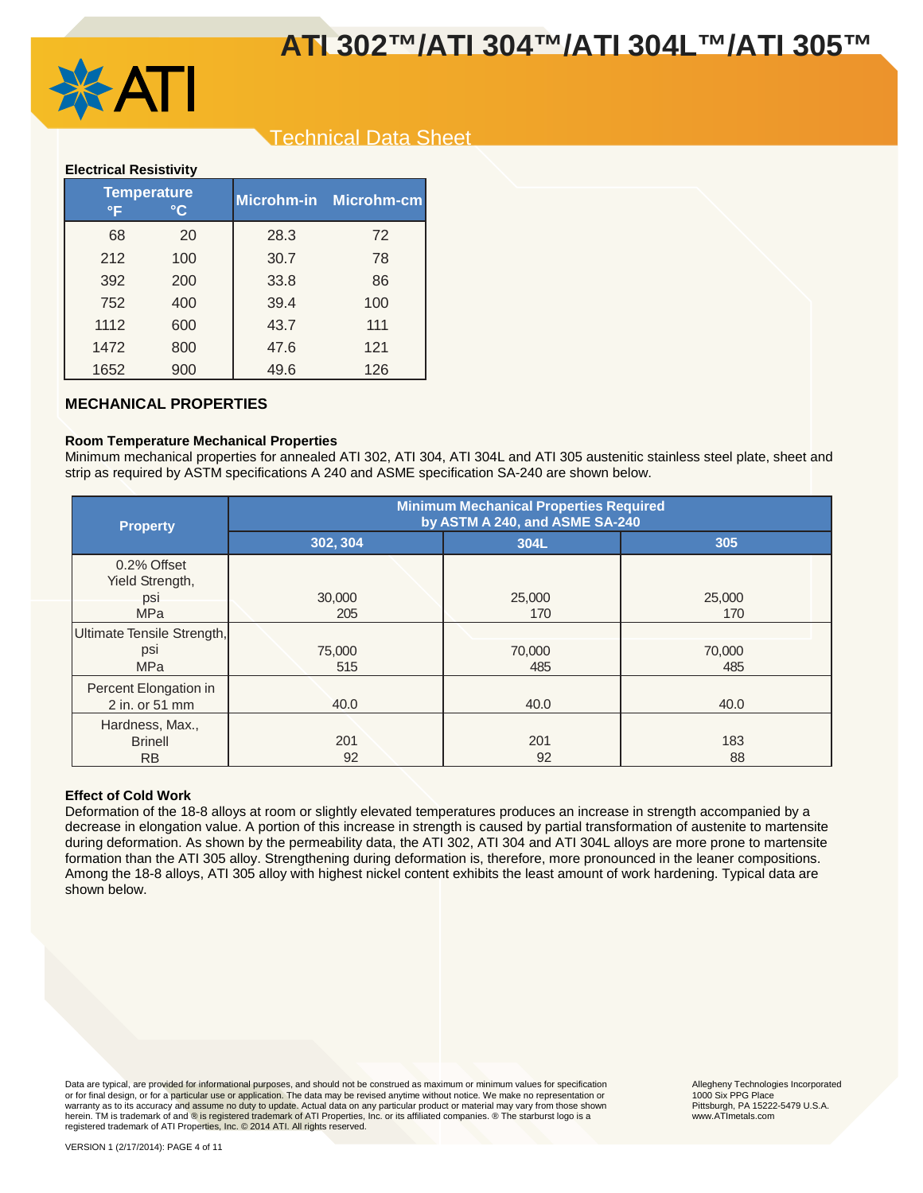**Electrical Resistivity**

| Temperature °F | Temperature °C | Microhm-in | Microhm-cm |
|---|---|---|---|
| 68 | 20 | 28.3 | 72 |
| 212 | 100 | 30.7 | 78 |
| 392 | 200 | 33.8 | 86 |
| 752 | 400 | 39.4 | 100 |
| 1112 | 600 | 43.7 | 111 |
| 1472 | 800 | 47.6 | 121 |
| 1652 | 900 | 49.6 | 126 |

## MECHANICAL PROPERTIES

**Room Temperature Mechanical Properties**

Minimum mechanical properties for annealed ATI 302, ATI 304, ATI 304L and ATI 305 austenitic stainless steel plate, sheet and strip as required by ASTM specifications A 240 and ASME specification SA-240 are shown below.

| Property | Minimum Mechanical Properties Required by ASTM A 240, and ASME SA-240 | | |
|---|---|---|---|
| | 302, 304 | 304L | 305 |
| 0.2% Offset Yield Strength, psi / MPa | 30,000 / 205 | 25,000 / 170 | 25,000 / 170 |
| Ultimate Tensile Strength, psi / MPa | 75,000 / 515 | 70,000 / 485 | 70,000 / 485 |
| Percent Elongation in 2 in. or 51 mm | 40.0 | 40.0 | 40.0 |
| Hardness, Max., Brinell / RB | 201 / 92 | 201 / 92 | 183 / 88 |

**Effect of Cold Work**

Deformation of the 18-8 alloys at room or slightly elevated temperatures produces an increase in strength accompanied by a decrease in elongation value. A portion of this increase in strength is caused by partial transformation of austenite to martensite during deformation. As shown by the permeability data, the ATI 302, ATI 304 and ATI 304L alloys are more prone to martensite formation than the ATI 305 alloy. Strengthening during deformation is, therefore, more pronounced in the leaner compositions. Among the 18-8 alloys, ATI 305 alloy with highest nickel content exhibits the least amount of work hardening. Typical data are shown below.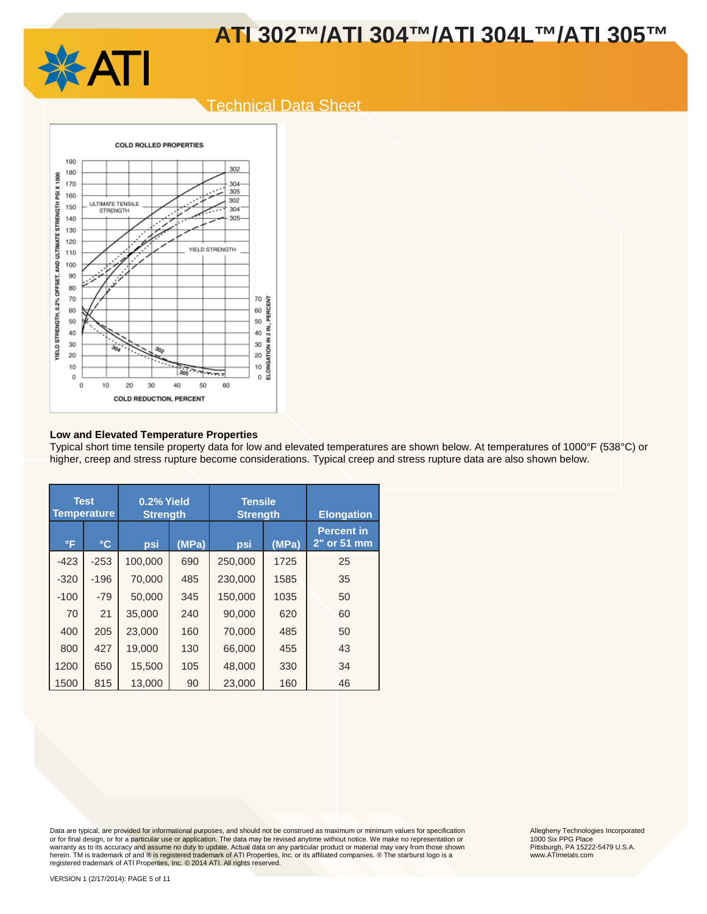COLD ROLLED PROPERTIES

## Low and Elevated Temperature Properties

Typical short time tensile property data for low and elevated temperatures are shown below. At temperatures of 1000°F (538°C) or higher, creep and stress rupture become considerations. Typical creep and stress rupture data are also shown below.

| Test Temperature | | 0.2% Yield Strength | | Tensile Strength | | Elongation |
|---|---|---|---|---|---|---|
| °F | °C | psi | (MPa) | psi | (MPa) | Percent in 2" or 51 mm |
| -423 | -253 | 100,000 | 690 | 250,000 | 1725 | 25 |
| -320 | -196 | 70,000 | 485 | 230,000 | 1585 | 35 |
| -100 | -79 | 50,000 | 345 | 150,000 | 1035 | 50 |
| 70 | 21 | 35,000 | 240 | 90,000 | 620 | 60 |
| 400 | 205 | 23,000 | 160 | 70,000 | 485 | 50 |
| 800 | 427 | 19,000 | 130 | 66,000 | 455 | 43 |
| 1200 | 650 | 15,500 | 105 | 48,000 | 330 | 34 |
| 1500 | 815 | 13,000 | 90 | 23,000 | 160 | 46 |

Data are typical, are provided for informational purposes, and should not be construed as maximum or minimum values for specification or for final design, or for a particular use or application. The data may be revised anytime without notice. We make no representation or warranty as to its accuracy and assume no duty to update. Actual data on any particular product or material may vary from those shown herein. TM is trademark of and ® is registered trademark of ATI Properties, Inc. or its affiliated companies. ® The starburst logo is a registered trademark of ATI Properties, Inc. © 2014 ATI. All rights reserved.

Allegheny Technologies Incorporated
1000 Six PPG Place
Pittsburgh, PA 15222-5479 U.S.A.
www.ATImetals.com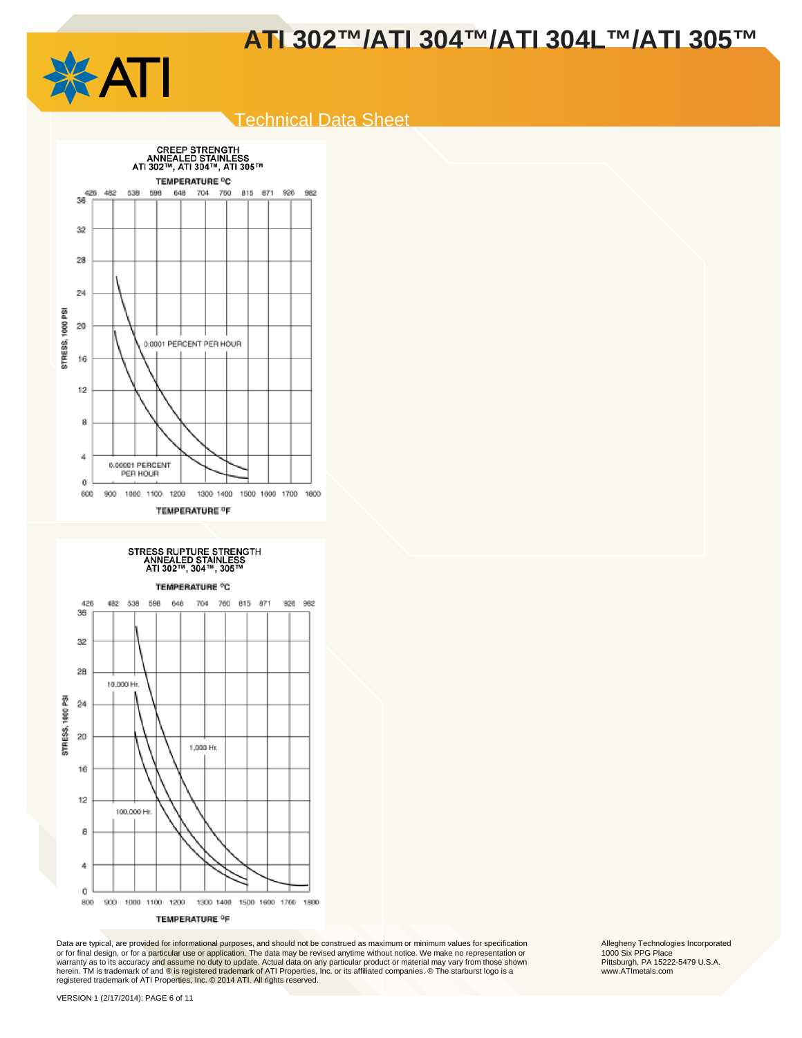CREEP STRENGTH
ANNEALED STAINLESS
ATI 302™, ATI 304™, ATI 305™

TEMPERATURE °C

426 482 538 593 648 704 760 815 871 926 982

STRESS, 1000 PSI

36 32 28 24 20 16 12 8 4 0

0.0001 PERCENT PER HOUR

0.00001 PERCENT PER HOUR

800 900 1000 1100 1200 1300 1400 1500 1600 1700 1800

TEMPERATURE °F

STRESS RUPTURE STRENGTH
ANNEALED STAINLESS
ATI 302™, 304™, 305™

TEMPERATURE °C

426 482 538 593 648 704 760 815 871 926 982

STRESS, 1000 PSI

36 32 28 24 20 16 12 8 4 0

10,000 Hr.

1,000 Hr.

100,000 Hr.

800 900 1000 1100 1200 1300 1400 1500 1600 1700 1800

TEMPERATURE °F

Data are typical, are provided for informational purposes, and should not be construed as maximum or minimum values for specification or for final design, or for a particular use or application. The data may be revised anytime without notice. We make no representation or warranty as to its accuracy and assume no duty to update. Actual data on any particular product or material may vary from those shown herein. TM is trademark of and ® is registered trademark of ATI Properties, Inc. or its affiliated companies. ® The starburst logo is a registered trademark of ATI Properties, Inc. © 2014 ATI. All rights reserved.

Allegheny Technologies Incorporated
1000 Six PPG Place
Pittsburgh, PA 15222-5479 U.S.A.
www.ATImetals.com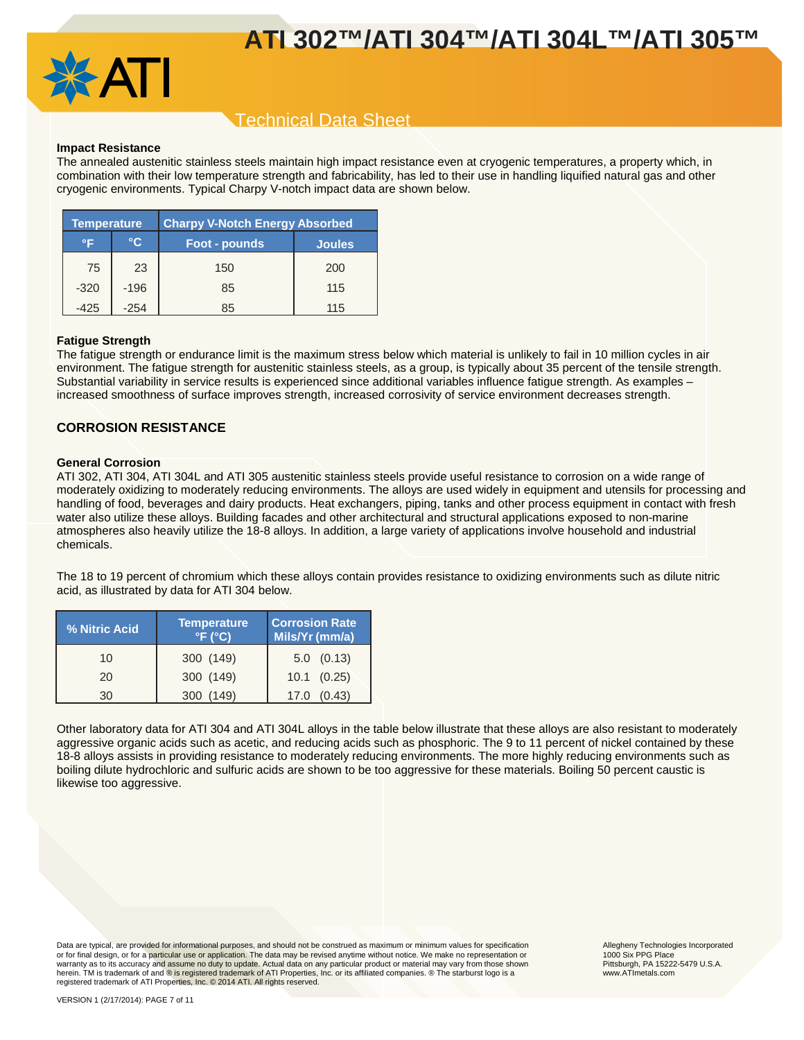#### Impact Resistance

The annealed austenitic stainless steels maintain high impact resistance even at cryogenic temperatures, a property which, in combination with their low temperature strength and fabricability, has led to their use in handling liquified natural gas and other cryogenic environments. Typical Charpy V-notch impact data are shown below.

| Temperature | | Charpy V-Notch Energy Absorbed | |
|---|---|---|---|
| °F | °C | Foot - pounds | Joules |
| 75 | 23 | 150 | 200 |
| -320 | -196 | 85 | 115 |
| -425 | -254 | 85 | 115 |

#### Fatigue Strength

The fatigue strength or endurance limit is the maximum stress below which material is unlikely to fail in 10 million cycles in air environment. The fatigue strength for austenitic stainless steels, as a group, is typically about 35 percent of the tensile strength. Substantial variability in service results is experienced since additional variables influence fatigue strength. As examples – increased smoothness of surface improves strength, increased corrosivity of service environment decreases strength.

## CORROSION RESISTANCE

#### General Corrosion

ATI 302, ATI 304, ATI 304L and ATI 305 austenitic stainless steels provide useful resistance to corrosion on a wide range of moderately oxidizing to moderately reducing environments. The alloys are used widely in equipment and utensils for processing and handling of food, beverages and dairy products. Heat exchangers, piping, tanks and other process equipment in contact with fresh water also utilize these alloys. Building facades and other architectural and structural applications exposed to non-marine atmospheres also heavily utilize the 18-8 alloys. In addition, a large variety of applications involve household and industrial chemicals.

The 18 to 19 percent of chromium which these alloys contain provides resistance to oxidizing environments such as dilute nitric acid, as illustrated by data for ATI 304 below.

| % Nitric Acid | Temperature °F (°C) | Corrosion Rate Mils/Yr (mm/a) |
|---|---|---|
| 10 | 300 (149) | 5.0 (0.13) |
| 20 | 300 (149) | 10.1 (0.25) |
| 30 | 300 (149) | 17.0 (0.43) |

Other laboratory data for ATI 304 and ATI 304L alloys in the table below illustrate that these alloys are also resistant to moderately aggressive organic acids such as acetic, and reducing acids such as phosphoric. The 9 to 11 percent of nickel contained by these 18-8 alloys assists in providing resistance to moderately reducing environments. The more highly reducing environments such as boiling dilute hydrochloric and sulfuric acids are shown to be too aggressive for these materials. Boiling 50 percent caustic is likewise too aggressive.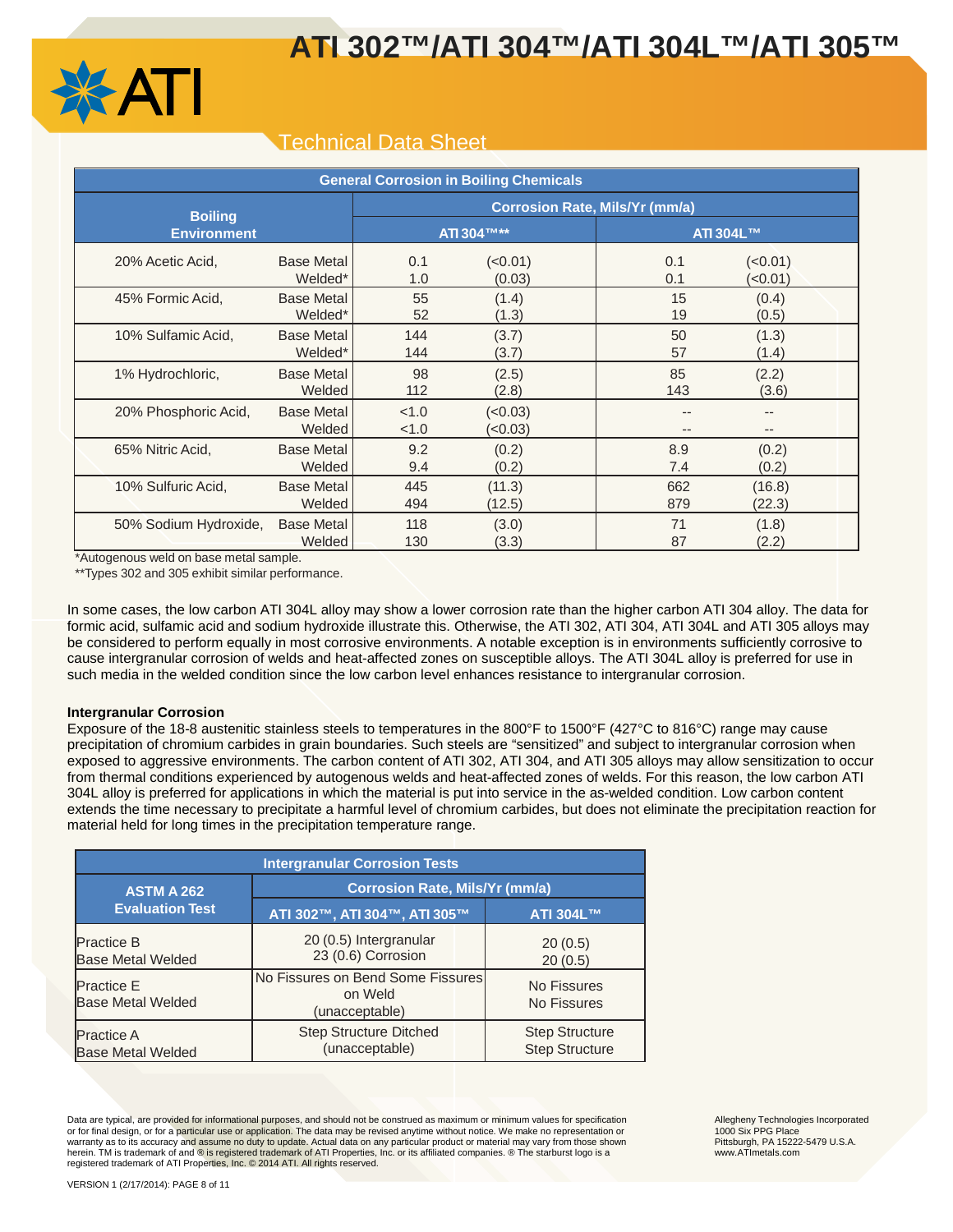# ATI 302™/ATI 304™/ATI 304L™/ATI 305™

## Technical Data Sheet

| General Corrosion in Boiling Chemicals | | | | | |
|---|---|---|---|---|---|
| Boiling Environment | | Corrosion Rate, Mils/Yr (mm/a) | | | |
| | | ATI 304™** | | ATI 304L™ | |
| 20% Acetic Acid, | Base Metal | 0.1 | (<0.01) | 0.1 | (<0.01) |
| | Welded* | 1.0 | (0.03) | 0.1 | (<0.01) |
| 45% Formic Acid, | Base Metal | 55 | (1.4) | 15 | (0.4) |
| | Welded* | 52 | (1.3) | 19 | (0.5) |
| 10% Sulfamic Acid, | Base Metal | 144 | (3.7) | 50 | (1.3) |
| | Welded* | 144 | (3.7) | 57 | (1.4) |
| 1% Hydrochloric, | Base Metal | 98 | (2.5) | 85 | (2.2) |
| | Welded | 112 | (2.8) | 143 | (3.6) |
| 20% Phosphoric Acid, | Base Metal | <1.0 | (<0.03) | -- | -- |
| | Welded | <1.0 | (<0.03) | -- | -- |
| 65% Nitric Acid, | Base Metal | 9.2 | (0.2) | 8.9 | (0.2) |
| | Welded | 9.4 | (0.2) | 7.4 | (0.2) |
| 10% Sulfuric Acid, | Base Metal | 445 | (11.3) | 662 | (16.8) |
| | Welded | 494 | (12.5) | 879 | (22.3) |
| 50% Sodium Hydroxide, | Base Metal | 118 | (3.0) | 71 | (1.8) |
| | Welded | 130 | (3.3) | 87 | (2.2) |

*Autogenous weld on base metal sample.

**Types 302 and 305 exhibit similar performance.

In some cases, the low carbon ATI 304L alloy may show a lower corrosion rate than the higher carbon ATI 304 alloy. The data for formic acid, sulfamic acid and sodium hydroxide illustrate this. Otherwise, the ATI 302, ATI 304, ATI 304L and ATI 305 alloys may be considered to perform equally in most corrosive environments. A notable exception is in environments sufficiently corrosive to cause intergranular corrosion of welds and heat-affected zones on susceptible alloys. The ATI 304L alloy is preferred for use in such media in the welded condition since the low carbon level enhances resistance to intergranular corrosion.

**Intergranular Corrosion**

Exposure of the 18-8 austenitic stainless steels to temperatures in the 800°F to 1500°F (427°C to 816°C) range may cause precipitation of chromium carbides in grain boundaries. Such steels are "sensitized" and subject to intergranular corrosion when exposed to aggressive environments. The carbon content of ATI 302, ATI 304, and ATI 305 alloys may allow sensitization to occur from thermal conditions experienced by autogenous welds and heat-affected zones of welds. For this reason, the low carbon ATI 304L alloy is preferred for applications in which the material is put into service in the as-welded condition. Low carbon content extends the time necessary to precipitate a harmful level of chromium carbides, but does not eliminate the precipitation reaction for material held for long times in the precipitation temperature range.

| Intergranular Corrosion Tests | | |
|---|---|---|
| ASTM A 262 Evaluation Test | Corrosion Rate, Mils/Yr (mm/a) | |
| | ATI 302™, ATI 304™, ATI 305™ | ATI 304L™ |
| Practice B<br>Base Metal Welded | 20 (0.5) Intergranular<br>23 (0.6) Corrosion | 20 (0.5)<br>20 (0.5) |
| Practice E<br>Base Metal Welded | No Fissures on Bend Some Fissures on Weld (unacceptable) | No Fissures<br>No Fissures |
| Practice A<br>Base Metal Welded | Step Structure Ditched (unacceptable) | Step Structure<br>Step Structure |

Data are typical, are provided for informational purposes, and should not be construed as maximum or minimum values for specification or for final design, or for a particular use or application. The data may be revised anytime without notice. We make no representation or warranty as to its accuracy and assume no duty to update. Actual data on any particular product or material may vary from those shown herein. TM is trademark of and ® is registered trademark of ATI Properties, Inc. or its affiliated companies. ® The starburst logo is a registered trademark of ATI Properties, Inc. © 2014 ATI. All rights reserved.

Allegheny Technologies Incorporated
1000 Six PPG Place
Pittsburgh, PA 15222-5479 U.S.A.
www.ATImetals.com

VERSION 1 (2/17/2014): PAGE 8 of 11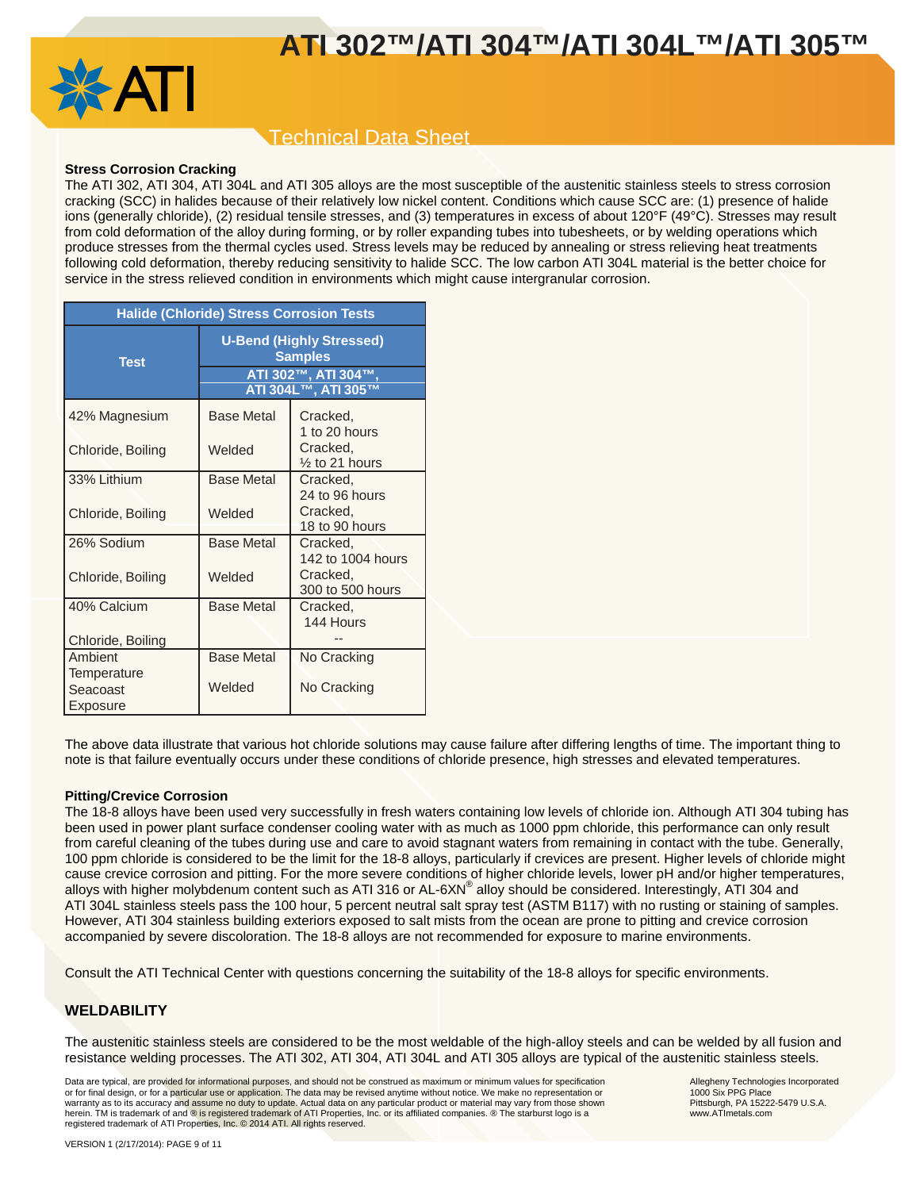### Stress Corrosion Cracking

The ATI 302, ATI 304, ATI 304L and ATI 305 alloys are the most susceptible of the austenitic stainless steels to stress corrosion cracking (SCC) in halides because of their relatively low nickel content. Conditions which cause SCC are: (1) presence of halide ions (generally chloride), (2) residual tensile stresses, and (3) temperatures in excess of about 120°F (49°C). Stresses may result from cold deformation of the alloy during forming, or by roller expanding tubes into tubesheets, or by welding operations which produce stresses from the thermal cycles used. Stress levels may be reduced by annealing or stress relieving heat treatments following cold deformation, thereby reducing sensitivity to halide SCC. The low carbon ATI 304L material is the better choice for service in the stress relieved condition in environments which might cause intergranular corrosion.

| Halide (Chloride) Stress Corrosion Tests | | |
|---|---|---|
| Test | U-Bend (Highly Stressed) Samples<br>ATI 302™, ATI 304™, ATI 304L™, ATI 305™ | |
| 42% Magnesium Chloride, Boiling | Base Metal | Cracked, 1 to 20 hours |
| | Welded | Cracked, ½ to 21 hours |
| 33% Lithium Chloride, Boiling | Base Metal | Cracked, 24 to 96 hours |
| | Welded | Cracked, 18 to 90 hours |
| 26% Sodium Chloride, Boiling | Base Metal | Cracked, 142 to 1004 hours |
| | Welded | Cracked, 300 to 500 hours |
| 40% Calcium Chloride, Boiling | Base Metal | Cracked, 144 Hours |
| | | -- |
| Ambient Temperature Seacoast Exposure | Base Metal | No Cracking |
| | Welded | No Cracking |

The above data illustrate that various hot chloride solutions may cause failure after differing lengths of time. The important thing to note is that failure eventually occurs under these conditions of chloride presence, high stresses and elevated temperatures.

### Pitting/Crevice Corrosion

The 18-8 alloys have been used very successfully in fresh waters containing low levels of chloride ion. Although ATI 304 tubing has been used in power plant surface condenser cooling water with as much as 1000 ppm chloride, this performance can only result from careful cleaning of the tubes during use and care to avoid stagnant waters from remaining in contact with the tube. Generally, 100 ppm chloride is considered to be the limit for the 18-8 alloys, particularly if crevices are present. Higher levels of chloride might cause crevice corrosion and pitting. For the more severe conditions of higher chloride levels, lower pH and/or higher temperatures, alloys with higher molybdenum content such as ATI 316 or AL-6XN® alloy should be considered. Interestingly, ATI 304 and ATI 304L stainless steels pass the 100 hour, 5 percent neutral salt spray test (ASTM B117) with no rusting or staining of samples. However, ATI 304 stainless building exteriors exposed to salt mists from the ocean are prone to pitting and crevice corrosion accompanied by severe discoloration. The 18-8 alloys are not recommended for exposure to marine environments.

Consult the ATI Technical Center with questions concerning the suitability of the 18-8 alloys for specific environments.

## WELDABILITY

The austenitic stainless steels are considered to be the most weldable of the high-alloy steels and can be welded by all fusion and resistance welding processes. The ATI 302, ATI 304, ATI 304L and ATI 305 alloys are typical of the austenitic stainless steels.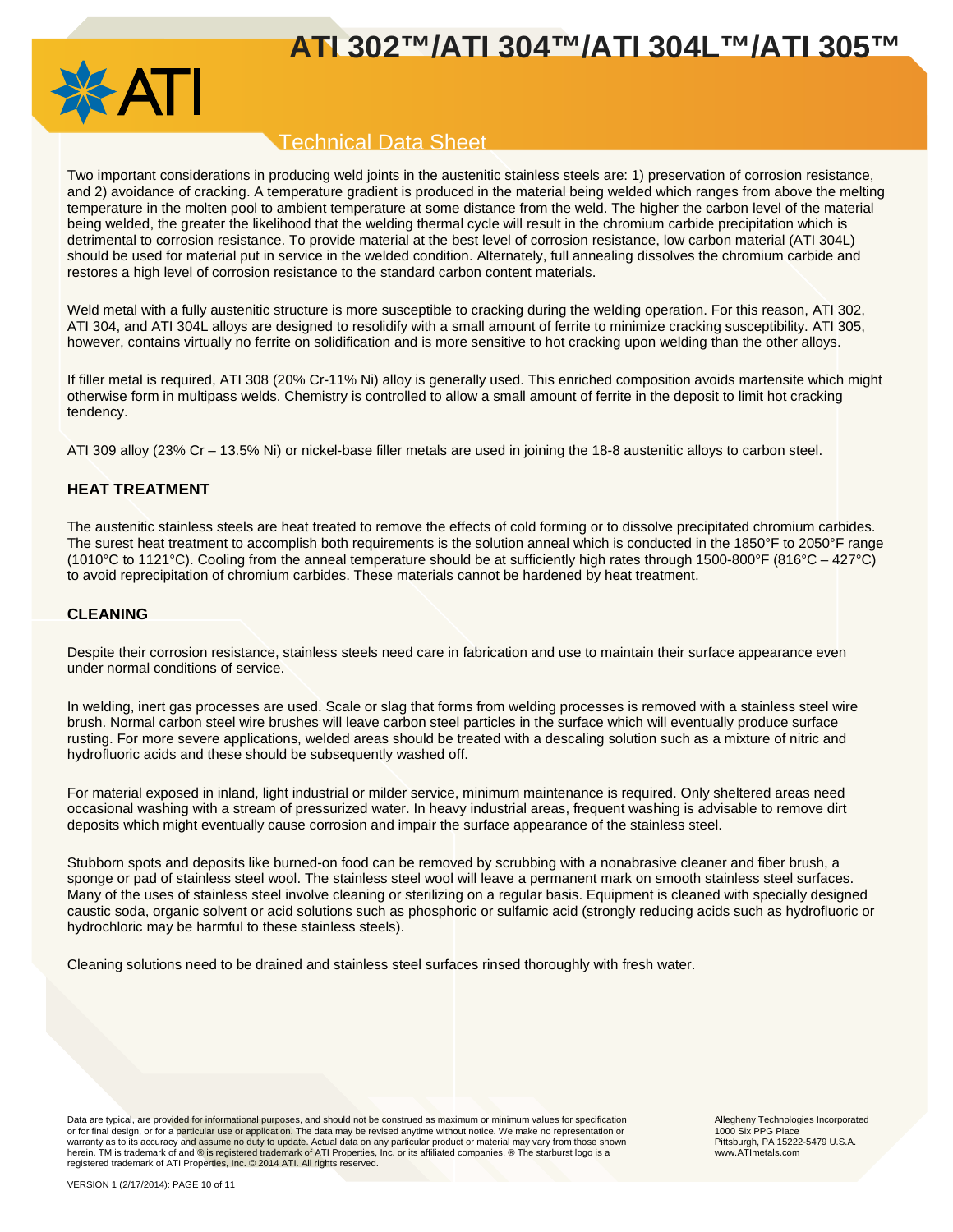Two important considerations in producing weld joints in the austenitic stainless steels are: 1) preservation of corrosion resistance, and 2) avoidance of cracking. A temperature gradient is produced in the material being welded which ranges from above the melting temperature in the molten pool to ambient temperature at some distance from the weld. The higher the carbon level of the material being welded, the greater the likelihood that the welding thermal cycle will result in the chromium carbide precipitation which is detrimental to corrosion resistance. To provide material at the best level of corrosion resistance, low carbon material (ATI 304L) should be used for material put in service in the welded condition. Alternately, full annealing dissolves the chromium carbide and restores a high level of corrosion resistance to the standard carbon content materials.

Weld metal with a fully austenitic structure is more susceptible to cracking during the welding operation. For this reason, ATI 302, ATI 304, and ATI 304L alloys are designed to resolidify with a small amount of ferrite to minimize cracking susceptibility. ATI 305, however, contains virtually no ferrite on solidification and is more sensitive to hot cracking upon welding than the other alloys.

If filler metal is required, ATI 308 (20% Cr-11% Ni) alloy is generally used. This enriched composition avoids martensite which might otherwise form in multipass welds. Chemistry is controlled to allow a small amount of ferrite in the deposit to limit hot cracking tendency.

ATI 309 alloy (23% Cr – 13.5% Ni) or nickel-base filler metals are used in joining the 18-8 austenitic alloys to carbon steel.

## HEAT TREATMENT

The austenitic stainless steels are heat treated to remove the effects of cold forming or to dissolve precipitated chromium carbides. The surest heat treatment to accomplish both requirements is the solution anneal which is conducted in the 1850°F to 2050°F range (1010°C to 1121°C). Cooling from the anneal temperature should be at sufficiently high rates through 1500-800°F (816°C – 427°C) to avoid reprecipitation of chromium carbides. These materials cannot be hardened by heat treatment.

## CLEANING

Despite their corrosion resistance, stainless steels need care in fabrication and use to maintain their surface appearance even under normal conditions of service.

In welding, inert gas processes are used. Scale or slag that forms from welding processes is removed with a stainless steel wire brush. Normal carbon steel wire brushes will leave carbon steel particles in the surface which will eventually produce surface rusting. For more severe applications, welded areas should be treated with a descaling solution such as a mixture of nitric and hydrofluoric acids and these should be subsequently washed off.

For material exposed in inland, light industrial or milder service, minimum maintenance is required. Only sheltered areas need occasional washing with a stream of pressurized water. In heavy industrial areas, frequent washing is advisable to remove dirt deposits which might eventually cause corrosion and impair the surface appearance of the stainless steel.

Stubborn spots and deposits like burned-on food can be removed by scrubbing with a nonabrasive cleaner and fiber brush, a sponge or pad of stainless steel wool. The stainless steel wool will leave a permanent mark on smooth stainless steel surfaces. Many of the uses of stainless steel involve cleaning or sterilizing on a regular basis. Equipment is cleaned with specially designed caustic soda, organic solvent or acid solutions such as phosphoric or sulfamic acid (strongly reducing acids such as hydrofluoric or hydrochloric may be harmful to these stainless steels).

Cleaning solutions need to be drained and stainless steel surfaces rinsed thoroughly with fresh water.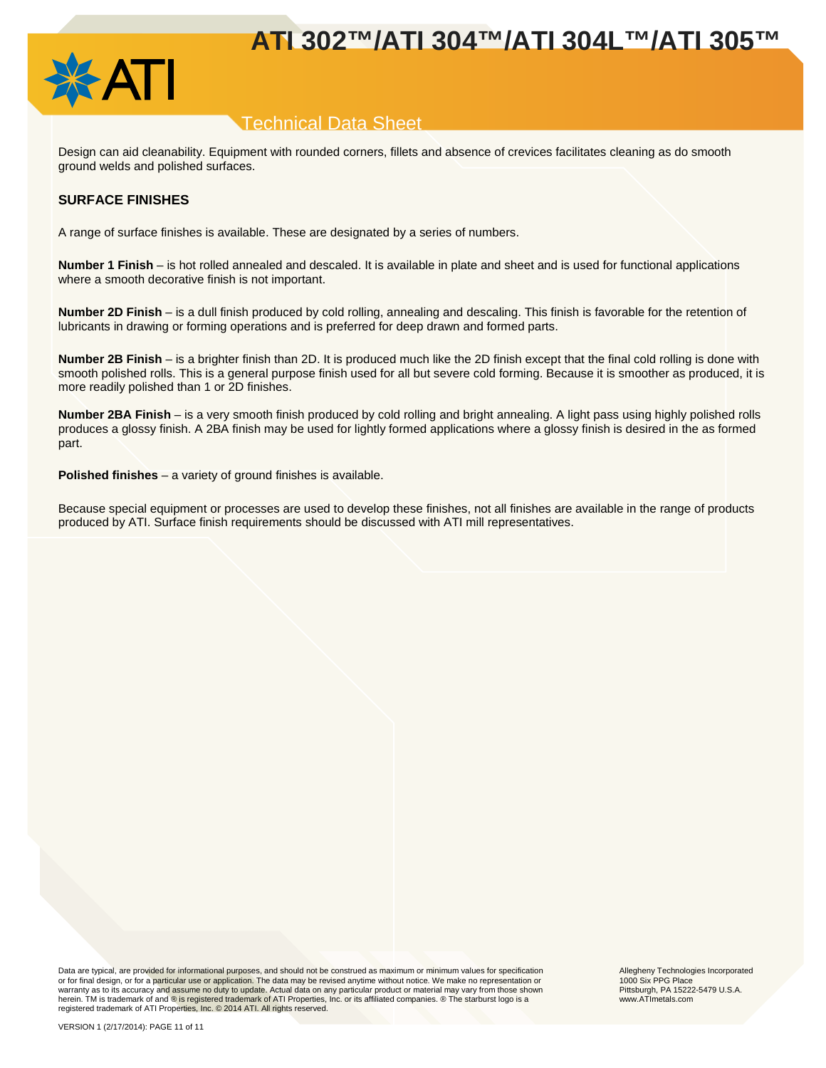Design can aid cleanability. Equipment with rounded corners, fillets and absence of crevices facilitates cleaning as do smooth ground welds and polished surfaces.

## SURFACE FINISHES

A range of surface finishes is available. These are designated by a series of numbers.

**Number 1 Finish** – is hot rolled annealed and descaled. It is available in plate and sheet and is used for functional applications where a smooth decorative finish is not important.

**Number 2D Finish** – is a dull finish produced by cold rolling, annealing and descaling. This finish is favorable for the retention of lubricants in drawing or forming operations and is preferred for deep drawn and formed parts.

**Number 2B Finish** – is a brighter finish than 2D. It is produced much like the 2D finish except that the final cold rolling is done with smooth polished rolls. This is a general purpose finish used for all but severe cold forming. Because it is smoother as produced, it is more readily polished than 1 or 2D finishes.

**Number 2BA Finish** – is a very smooth finish produced by cold rolling and bright annealing. A light pass using highly polished rolls produces a glossy finish. A 2BA finish may be used for lightly formed applications where a glossy finish is desired in the as formed part.

**Polished finishes** – a variety of ground finishes is available.

Because special equipment or processes are used to develop these finishes, not all finishes are available in the range of products produced by ATI. Surface finish requirements should be discussed with ATI mill representatives.

Data are typical, are provided for informational purposes, and should not be construed as maximum or minimum values for specification or for final design, or for a particular use or application. The data may be revised anytime without notice. We make no representation or warranty as to its accuracy and assume no duty to update. Actual data on any particular product or material may vary from those shown herein. TM is trademark of and ® is registered trademark of ATI Properties, Inc. or its affiliated companies. ® The starburst logo is a registered trademark of ATI Properties, Inc. © 2014 ATI. All rights reserved.

Allegheny Technologies Incorporated
1000 Six PPG Place
Pittsburgh, PA 15222-5479 U.S.A.
www.ATImetals.com